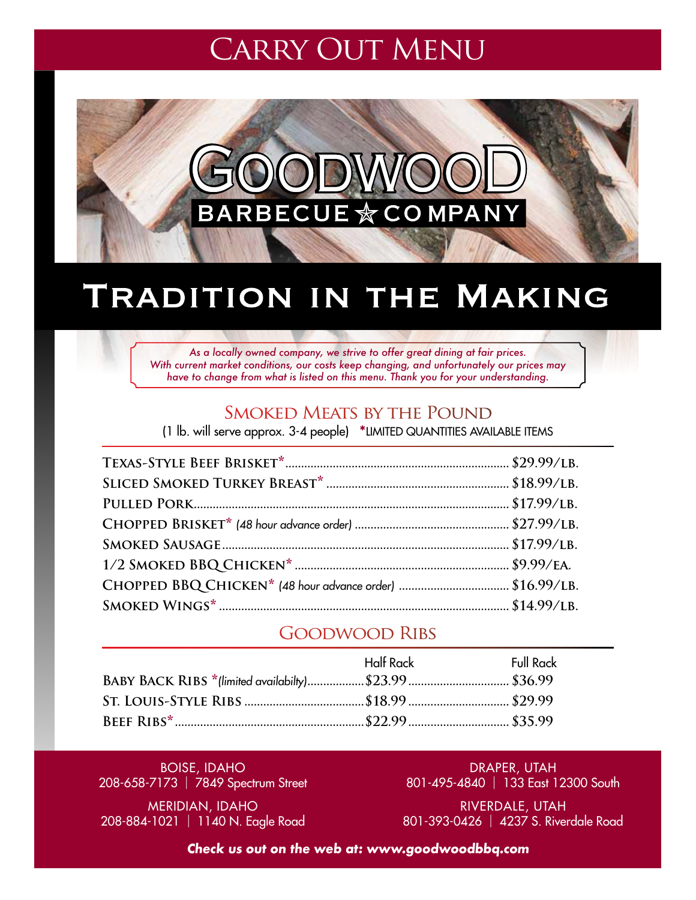# Carry Out Menu

# Goodwood Barbecue Company

## Tradition in the Making

*As a locally owned company, we strive to offer great dining at fair prices. With current market conditions, our costs keep changing, and unfortunately our prices may have to change from what is listed on this menu. Thank you for your understanding.*

### Smoked Meats by the Pound

(1 lb. will serve approx. 3-4 people) *LIMITED QUANTITIES AVAILABLE ITEMS

| Item | Price |
|---|---|
| Texas-Style Beef Brisket* | $29.99/lb. |
| Sliced Smoked Turkey Breast* | $18.99/lb. |
| Pulled Pork | $17.99/lb. |
| Chopped Brisket* *(48 hour advance order)* | $27.99/lb. |
| Smoked Sausage | $17.99/lb. |
| 1/2 Smoked BBQ Chicken* | $9.99/ea. |
| Chopped BBQ Chicken* *(48 hour advance order)* | $16.99/lb. |
| Smoked Wings* | $14.99/lb. |

### Goodwood Ribs

| | Half Rack | Full Rack |
|---|---|---|
| Baby Back Ribs **(limited availabilty)* | $23.99 | $36.99 |
| St. Louis-Style Ribs | $18.99 | $29.99 |
| Beef Ribs* | $22.99 | $35.99 |

BOISE, IDAHO
208-658-7173 | 7849 Spectrum Street

MERIDIAN, IDAHO
208-884-1021 | 1140 N. Eagle Road

DRAPER, UTAH
801-495-4840 | 133 East 12300 South

RIVERDALE, UTAH
801-393-0426 | 4237 S. Riverdale Road

***Check us out on the web at: www.goodwoodbbq.com***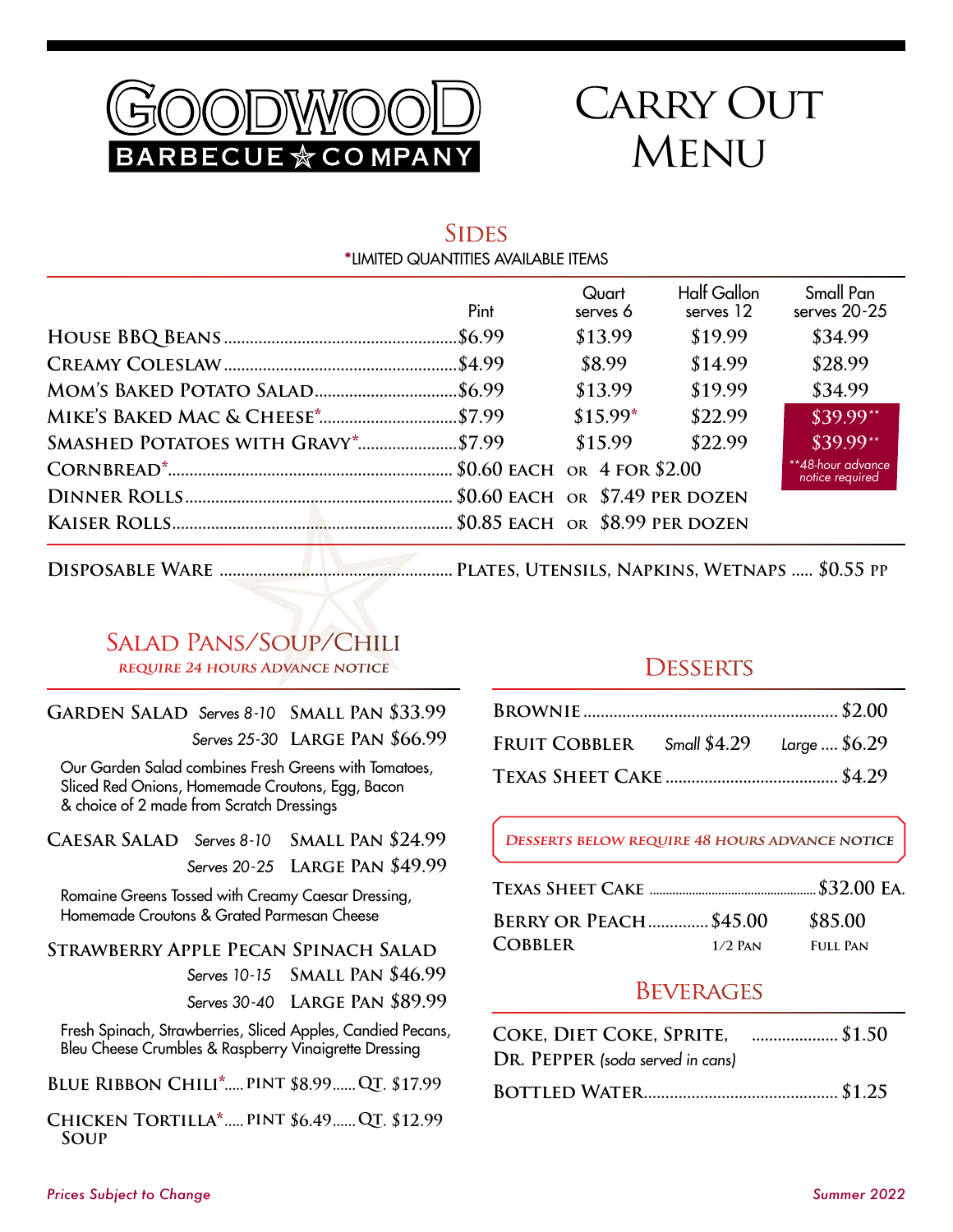# GOODWOOD BARBECUE ☆ COMPANY

# Carry Out Menu

## Sides

*LIMITED QUANTITIES AVAILABLE ITEMS

| | Pint | Quart serves 6 | Half Gallon serves 12 | Small Pan serves 20-25 |
|---|---|---|---|---|
| House BBQ Beans | $6.99 | $13.99 | $19.99 | $34.99 |
| Creamy Coleslaw | $4.99 | $8.99 | $14.99 | $28.99 |
| Mom's Baked Potato Salad | $6.99 | $13.99 | $19.99 | $34.99 |
| Mike's Baked Mac & Cheese* | $7.99 | $15.99* | $22.99 | $39.99** |
| Smashed Potatoes with Gravy* | $7.99 | $15.99 | $22.99 | $39.99** |
| Cornbread* | $0.60 each | or 4 for $2.00 | | |
| Dinner Rolls | $0.60 each | or $7.49 per dozen | | |
| Kaiser Rolls | $0.85 each | or $8.99 per dozen | | |

**48-hour advance notice required

**Disposable Ware** ..... Plates, Utensils, Napkins, Wetnaps ..... $0.55 pp

## Salad Pans/Soup/Chili

*Require 24 hours advance notice*

**Garden Salad** *Serves 8-10* Small Pan $33.99
*Serves 25-30* Large Pan $66.99

Our Garden Salad combines Fresh Greens with Tomatoes, Sliced Red Onions, Homemade Croutons, Egg, Bacon & choice of 2 made from Scratch Dressings

**Caesar Salad** *Serves 8-10* Small Pan $24.99
*Serves 20-25* Large Pan $49.99

Romaine Greens Tossed with Creamy Caesar Dressing, Homemade Croutons & Grated Parmesan Cheese

**Strawberry Apple Pecan Spinach Salad**
*Serves 10-15* Small Pan $46.99
*Serves 30-40* Large Pan $89.99

Fresh Spinach, Strawberries, Sliced Apples, Candied Pecans, Bleu Cheese Crumbles & Raspberry Vinaigrette Dressing

**Blue Ribbon Chili*** ..... Pint $8.99 ...... Qt. $17.99

**Chicken Tortilla Soup*** ..... Pint $6.49 ...... Qt. $12.99

## Desserts

**Brownie** ..... $2.00

**Fruit Cobbler** *Small* $4.29 *Large* .... $6.29

**Texas Sheet Cake** ..... $4.29

*Desserts below require 48 hours advance notice*

**Texas Sheet Cake** ..... $32.00 Ea.

**Berry or Peach Cobbler** ..... $45.00 1/2 Pan $85.00 Full Pan

## Beverages

**Coke, Diet Coke, Sprite, Dr. Pepper** *(soda served in cans)* ..... $1.50

**Bottled Water** ..... $1.25

*Prices Subject to Change*

*Summer 2022*